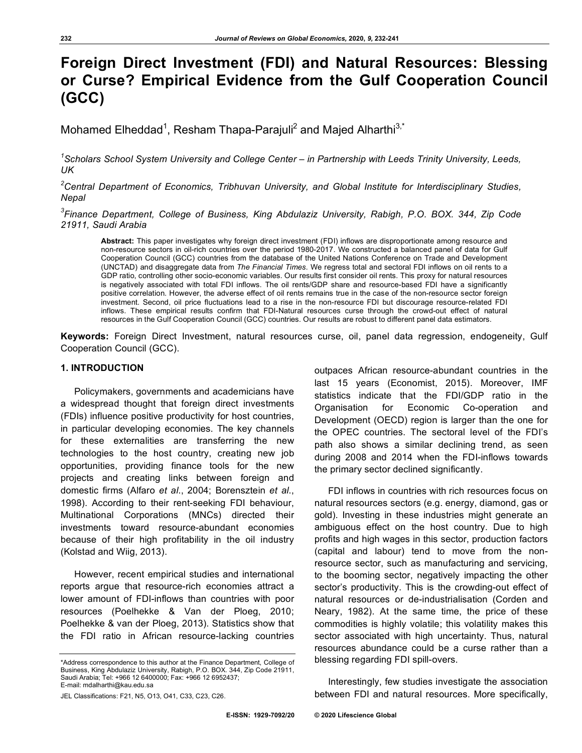# Foreign Direct Investment (FDI) and Natural Resources: Blessing or Curse? Empirical Evidence from the Gulf Cooperation Council (GCC)

Mohamed Elheddad[1], Resham Thapa-Parajuli[2] and Majed Alharthi[3,*]

[1]*Scholars School System University and College Center – in Partnership with Leeds Trinity University, Leeds, UK*

[2]*Central Department of Economics, Tribhuvan University, and Global Institute for Interdisciplinary Studies, Nepal*

[3]*Finance Department, College of Business, King Abdulaziz University, Rabigh, P.O. BOX. 344, Zip Code 21911, Saudi Arabia*

**Abstract:** This paper investigates why foreign direct investment (FDI) inflows are disproportionate among resource and non-resource sectors in oil-rich countries over the period 1980-2017. We constructed a balanced panel of data for Gulf Cooperation Council (GCC) countries from the database of the United Nations Conference on Trade and Development (UNCTAD) and disaggregate data from *The Financial Times*. We regress total and sectoral FDI inflows on oil rents to a GDP ratio, controlling other socio-economic variables. Our results first consider oil rents. This proxy for natural resources is negatively associated with total FDI inflows. The oil rents/GDP share and resource-based FDI have a significantly positive correlation. However, the adverse effect of oil rents remains true in the case of the non-resource sector foreign investment. Second, oil price fluctuations lead to a rise in the non-resource FDI but discourage resource-related FDI inflows. These empirical results confirm that FDI-Natural resources curse through the crowd-out effect of natural resources in the Gulf Cooperation Council (GCC) countries. Our results are robust to different panel data estimators.

**Keywords:** Foreign Direct Investment, natural resources curse, oil, panel data regression, endogeneity, Gulf Cooperation Council (GCC).

## 1. INTRODUCTION

Policymakers, governments and academicians have a widespread thought that foreign direct investments (FDIs) influence positive productivity for host countries, in particular developing economies. The key channels for these externalities are transferring the new technologies to the host country, creating new job opportunities, providing finance tools for the new projects and creating links between foreign and domestic firms (Alfaro *et al*., 2004; Borensztein *et al*., 1998). According to their rent-seeking FDI behaviour, Multinational Corporations (MNCs) directed their investments toward resource-abundant economies because of their high profitability in the oil industry (Kolstad and Wiig, 2013).

However, recent empirical studies and international reports argue that resource-rich economies attract a lower amount of FDI-inflows than countries with poor resources (Poelhekke & Van der Ploeg, 2010; Poelhekke & van der Ploeg, 2013). Statistics show that the FDI ratio in African resource-lacking countries outpaces African resource-abundant countries in the last 15 years (Economist, 2015). Moreover, IMF statistics indicate that the FDI/GDP ratio in the Organisation for Economic Co-operation and Development (OECD) region is larger than the one for the OPEC countries. The sectoral level of the FDI's path also shows a similar declining trend, as seen during 2008 and 2014 when the FDI-inflows towards the primary sector declined significantly.

FDI inflows in countries with rich resources focus on natural resources sectors (e.g. energy, diamond, gas or gold). Investing in these industries might generate an ambiguous effect on the host country. Due to high profits and high wages in this sector, production factors (capital and labour) tend to move from the non-resource sector, such as manufacturing and servicing, to the booming sector, negatively impacting the other sector's productivity. This is the crowding-out effect of natural resources or de-industrialisation (Corden and Neary, 1982). At the same time, the price of these commodities is highly volatile; this volatility makes this sector associated with high uncertainty. Thus, natural resources abundance could be a curse rather than a blessing regarding FDI spill-overs.

Interestingly, few studies investigate the association between FDI and natural resources. More specifically,

*Address correspondence to this author at the Finance Department, College of Business, King Abdulaziz University, Rabigh, P.O. BOX. 344, Zip Code 21911, Saudi Arabia; Tel: +966 12 6400000; Fax: +966 12 6952437; E-mail: mdalharthi@kau.edu.sa

JEL Classifications: F21, N5, O13, O41, C33, C23, C26.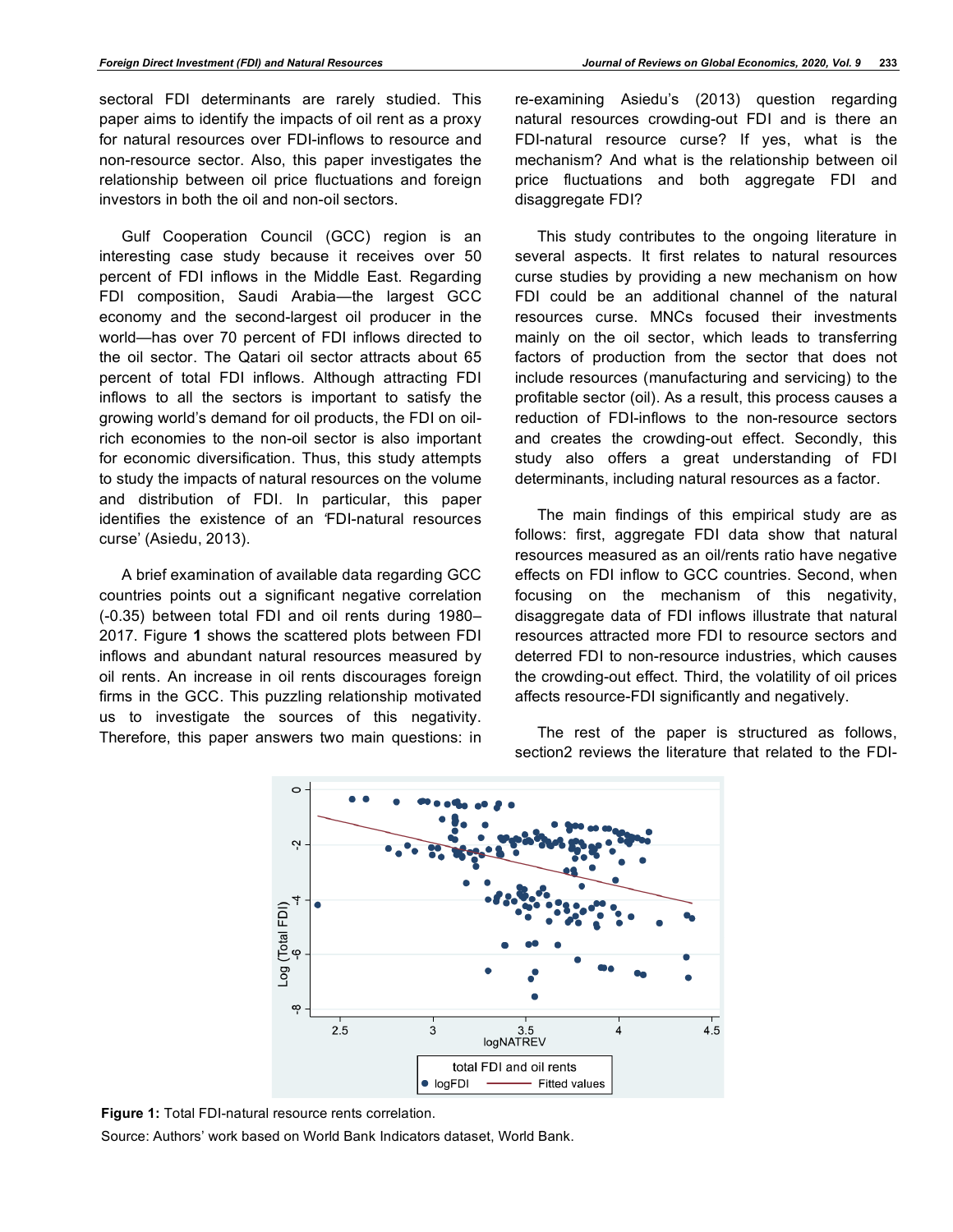sectoral FDI determinants are rarely studied. This paper aims to identify the impacts of oil rent as a proxy for natural resources over FDI-inflows to resource and non-resource sector. Also, this paper investigates the relationship between oil price fluctuations and foreign investors in both the oil and non-oil sectors.

Gulf Cooperation Council (GCC) region is an interesting case study because it receives over 50 percent of FDI inflows in the Middle East. Regarding FDI composition, Saudi Arabia—the largest GCC economy and the second-largest oil producer in the world—has over 70 percent of FDI inflows directed to the oil sector. The Qatari oil sector attracts about 65 percent of total FDI inflows. Although attracting FDI inflows to all the sectors is important to satisfy the growing world's demand for oil products, the FDI on oil-rich economies to the non-oil sector is also important for economic diversification. Thus, this study attempts to study the impacts of natural resources on the volume and distribution of FDI. In particular, this paper identifies the existence of an 'FDI-natural resources curse' (Asiedu, 2013).

A brief examination of available data regarding GCC countries points out a significant negative correlation (-0.35) between total FDI and oil rents during 1980–2017. Figure **1** shows the scattered plots between FDI inflows and abundant natural resources measured by oil rents. An increase in oil rents discourages foreign firms in the GCC. This puzzling relationship motivated us to investigate the sources of this negativity. Therefore, this paper answers two main questions: in re-examining Asiedu's (2013) question regarding natural resources crowding-out FDI and is there an FDI-natural resource curse? If yes, what is the mechanism? And what is the relationship between oil price fluctuations and both aggregate FDI and disaggregate FDI?

This study contributes to the ongoing literature in several aspects. It first relates to natural resources curse studies by providing a new mechanism on how FDI could be an additional channel of the natural resources curse. MNCs focused their investments mainly on the oil sector, which leads to transferring factors of production from the sector that does not include resources (manufacturing and servicing) to the profitable sector (oil). As a result, this process causes a reduction of FDI-inflows to the non-resource sectors and creates the crowding-out effect. Secondly, this study also offers a great understanding of FDI determinants, including natural resources as a factor.

The main findings of this empirical study are as follows: first, aggregate FDI data show that natural resources measured as an oil/rents ratio have negative effects on FDI inflow to GCC countries. Second, when focusing on the mechanism of this negativity, disaggregate data of FDI inflows illustrate that natural resources attracted more FDI to resource sectors and deterred FDI to non-resource industries, which causes the crowding-out effect. Third, the volatility of oil prices affects resource-FDI significantly and negatively.

The rest of the paper is structured as follows, section2 reviews the literature that related to the FDI-

**Figure 1:** Total FDI-natural resource rents correlation.

Source: Authors' work based on World Bank Indicators dataset, World Bank.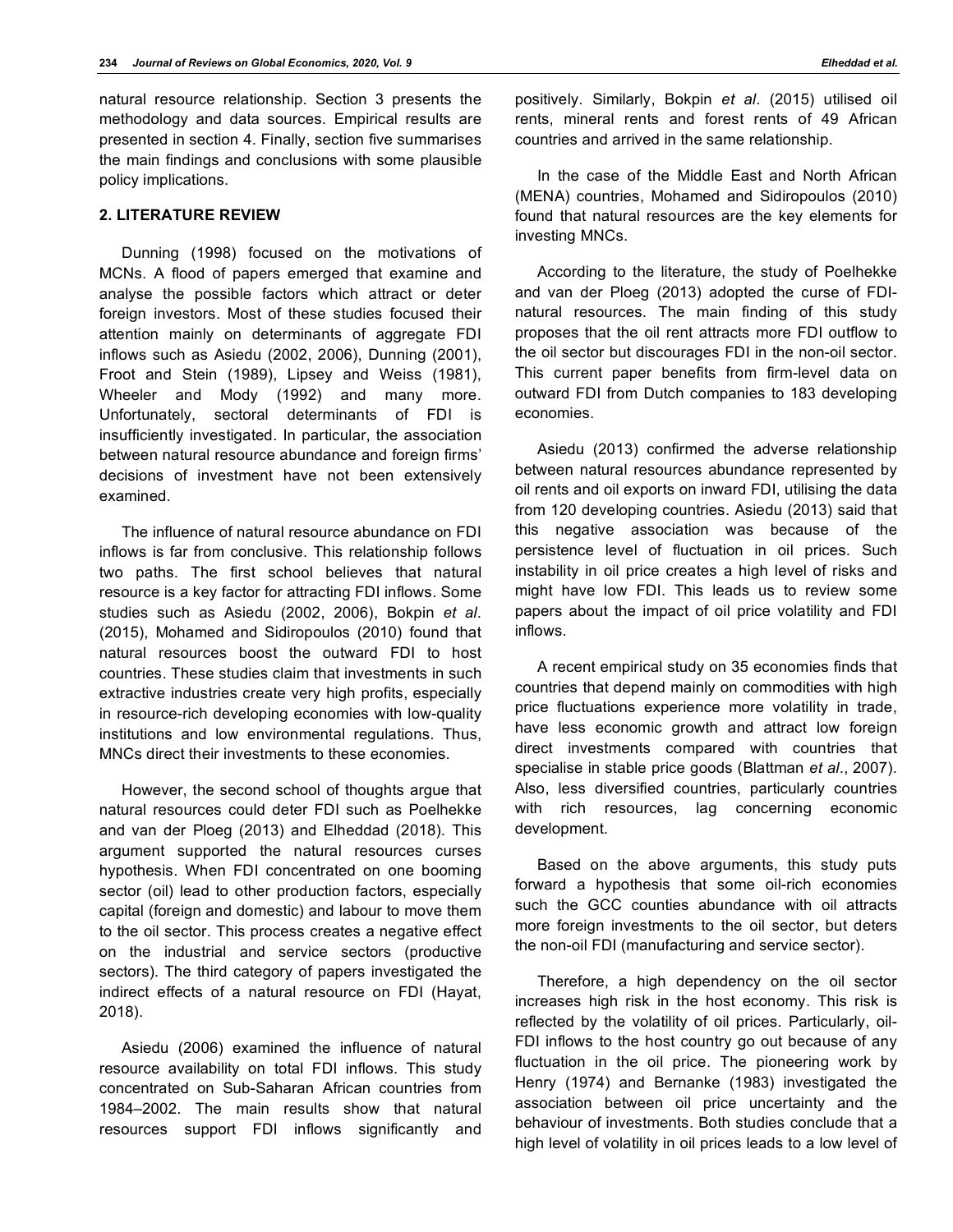natural resource relationship. Section 3 presents the methodology and data sources. Empirical results are presented in section 4. Finally, section five summarises the main findings and conclusions with some plausible policy implications.

## 2. LITERATURE REVIEW

Dunning (1998) focused on the motivations of MCNs. A flood of papers emerged that examine and analyse the possible factors which attract or deter foreign investors. Most of these studies focused their attention mainly on determinants of aggregate FDI inflows such as Asiedu (2002, 2006), Dunning (2001), Froot and Stein (1989), Lipsey and Weiss (1981), Wheeler and Mody (1992) and many more. Unfortunately, sectoral determinants of FDI is insufficiently investigated. In particular, the association between natural resource abundance and foreign firms' decisions of investment have not been extensively examined.

The influence of natural resource abundance on FDI inflows is far from conclusive. This relationship follows two paths. The first school believes that natural resource is a key factor for attracting FDI inflows. Some studies such as Asiedu (2002, 2006), Bokpin *et al*. (2015), Mohamed and Sidiropoulos (2010) found that natural resources boost the outward FDI to host countries. These studies claim that investments in such extractive industries create very high profits, especially in resource-rich developing economies with low-quality institutions and low environmental regulations. Thus, MNCs direct their investments to these economies.

However, the second school of thoughts argue that natural resources could deter FDI such as Poelhekke and van der Ploeg (2013) and Elheddad (2018). This argument supported the natural resources curses hypothesis. When FDI concentrated on one booming sector (oil) lead to other production factors, especially capital (foreign and domestic) and labour to move them to the oil sector. This process creates a negative effect on the industrial and service sectors (productive sectors). The third category of papers investigated the indirect effects of a natural resource on FDI (Hayat, 2018).

Asiedu (2006) examined the influence of natural resource availability on total FDI inflows. This study concentrated on Sub-Saharan African countries from 1984–2002. The main results show that natural resources support FDI inflows significantly and positively. Similarly, Bokpin *et al*. (2015) utilised oil rents, mineral rents and forest rents of 49 African countries and arrived in the same relationship.

In the case of the Middle East and North African (MENA) countries, Mohamed and Sidiropoulos (2010) found that natural resources are the key elements for investing MNCs.

According to the literature, the study of Poelhekke and van der Ploeg (2013) adopted the curse of FDI-natural resources. The main finding of this study proposes that the oil rent attracts more FDI outflow to the oil sector but discourages FDI in the non-oil sector. This current paper benefits from firm-level data on outward FDI from Dutch companies to 183 developing economies.

Asiedu (2013) confirmed the adverse relationship between natural resources abundance represented by oil rents and oil exports on inward FDI, utilising the data from 120 developing countries. Asiedu (2013) said that this negative association was because of the persistence level of fluctuation in oil prices. Such instability in oil price creates a high level of risks and might have low FDI. This leads us to review some papers about the impact of oil price volatility and FDI inflows.

A recent empirical study on 35 economies finds that countries that depend mainly on commodities with high price fluctuations experience more volatility in trade, have less economic growth and attract low foreign direct investments compared with countries that specialise in stable price goods (Blattman *et al*., 2007). Also, less diversified countries, particularly countries with rich resources, lag concerning economic development.

Based on the above arguments, this study puts forward a hypothesis that some oil-rich economies such the GCC counties abundance with oil attracts more foreign investments to the oil sector, but deters the non-oil FDI (manufacturing and service sector).

Therefore, a high dependency on the oil sector increases high risk in the host economy. This risk is reflected by the volatility of oil prices. Particularly, oil-FDI inflows to the host country go out because of any fluctuation in the oil price. The pioneering work by Henry (1974) and Bernanke (1983) investigated the association between oil price uncertainty and the behaviour of investments. Both studies conclude that a high level of volatility in oil prices leads to a low level of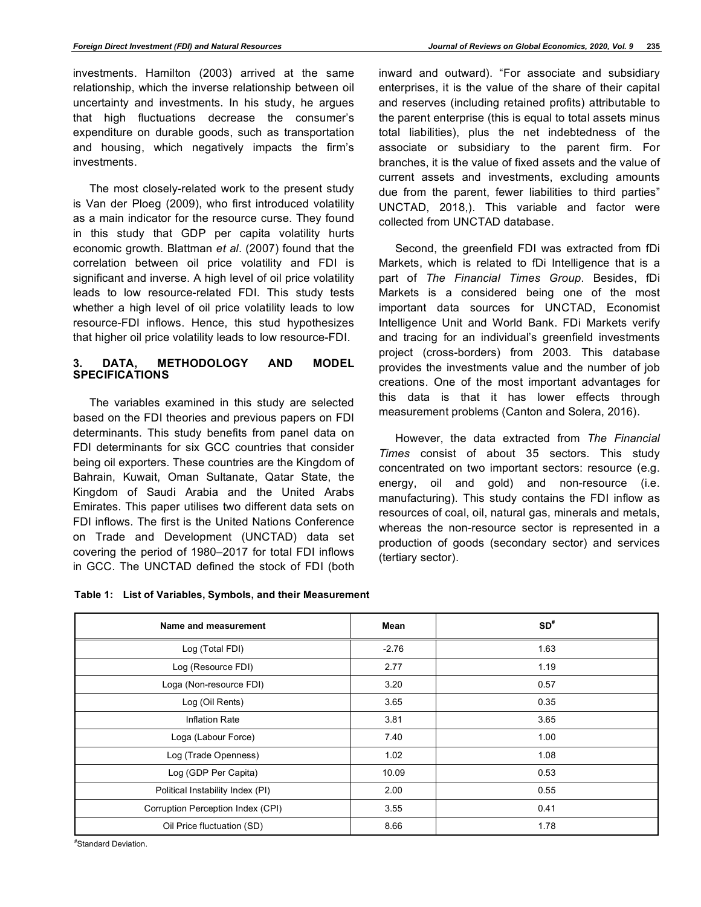investments. Hamilton (2003) arrived at the same relationship, which the inverse relationship between oil uncertainty and investments. In his study, he argues that high fluctuations decrease the consumer's expenditure on durable goods, such as transportation and housing, which negatively impacts the firm's investments.

The most closely-related work to the present study is Van der Ploeg (2009), who first introduced volatility as a main indicator for the resource curse. They found in this study that GDP per capita volatility hurts economic growth. Blattman *et al*. (2007) found that the correlation between oil price volatility and FDI is significant and inverse. A high level of oil price volatility leads to low resource-related FDI. This study tests whether a high level of oil price volatility leads to low resource-FDI inflows. Hence, this stud hypothesizes that higher oil price volatility leads to low resource-FDI.

## 3. DATA, METHODOLOGY AND MODEL SPECIFICATIONS

The variables examined in this study are selected based on the FDI theories and previous papers on FDI determinants. This study benefits from panel data on FDI determinants for six GCC countries that consider being oil exporters. These countries are the Kingdom of Bahrain, Kuwait, Oman Sultanate, Qatar State, the Kingdom of Saudi Arabia and the United Arabs Emirates. This paper utilises two different data sets on FDI inflows. The first is the United Nations Conference on Trade and Development (UNCTAD) data set covering the period of 1980–2017 for total FDI inflows in GCC. The UNCTAD defined the stock of FDI (both inward and outward). "For associate and subsidiary enterprises, it is the value of the share of their capital and reserves (including retained profits) attributable to the parent enterprise (this is equal to total assets minus total liabilities), plus the net indebtedness of the associate or subsidiary to the parent firm. For branches, it is the value of fixed assets and the value of current assets and investments, excluding amounts due from the parent, fewer liabilities to third parties" UNCTAD, 2018,). This variable and factor were collected from UNCTAD database.

Second, the greenfield FDI was extracted from fDi Markets, which is related to fDi Intelligence that is a part of *The Financial Times Group*. Besides, fDi Markets is a considered being one of the most important data sources for UNCTAD, Economist Intelligence Unit and World Bank. FDi Markets verify and tracing for an individual's greenfield investments project (cross-borders) from 2003. This database provides the investments value and the number of job creations. One of the most important advantages for this data is that it has lower effects through measurement problems (Canton and Solera, 2016).

However, the data extracted from *The Financial Times* consist of about 35 sectors. This study concentrated on two important sectors: resource (e.g. energy, oil and gold) and non-resource (i.e. manufacturing). This study contains the FDI inflow as resources of coal, oil, natural gas, minerals and metals, whereas the non-resource sector is represented in a production of goods (secondary sector) and services (tertiary sector).

**Table 1: List of Variables, Symbols, and their Measurement**

| Name and measurement | Mean | SD[#] |
|---|---|---|
| Log (Total FDI) | -2.76 | 1.63 |
| Log (Resource FDI) | 2.77 | 1.19 |
| Loga (Non-resource FDI) | 3.20 | 0.57 |
| Log (Oil Rents) | 3.65 | 0.35 |
| Inflation Rate | 3.81 | 3.65 |
| Loga (Labour Force) | 7.40 | 1.00 |
| Log (Trade Openness) | 1.02 | 1.08 |
| Log (GDP Per Capita) | 10.09 | 0.53 |
| Political Instability Index (PI) | 2.00 | 0.55 |
| Corruption Perception Index (CPI) | 3.55 | 0.41 |
| Oil Price fluctuation (SD) | 8.66 | 1.78 |

[#]Standard Deviation.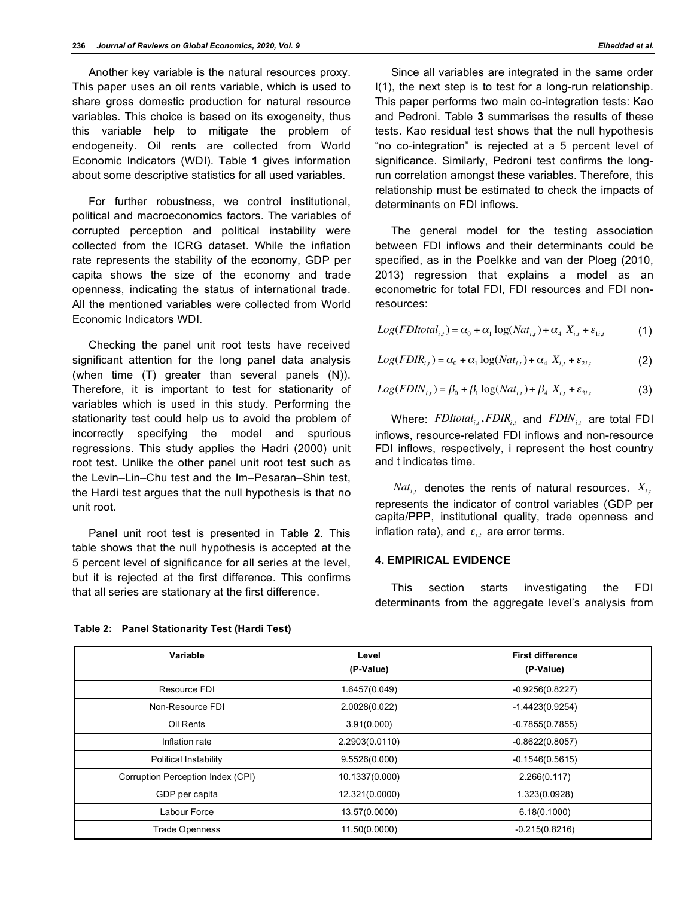Another key variable is the natural resources proxy. This paper uses an oil rents variable, which is used to share gross domestic production for natural resource variables. This choice is based on its exogeneity, thus this variable help to mitigate the problem of endogeneity. Oil rents are collected from World Economic Indicators (WDI). Table **1** gives information about some descriptive statistics for all used variables.

For further robustness, we control institutional, political and macroeconomics factors. The variables of corrupted perception and political instability were collected from the ICRG dataset. While the inflation rate represents the stability of the economy, GDP per capita shows the size of the economy and trade openness, indicating the status of international trade. All the mentioned variables were collected from World Economic Indicators WDI.

Checking the panel unit root tests have received significant attention for the long panel data analysis (when time (T) greater than several panels (N)). Therefore, it is important to test for stationarity of variables which is used in this study. Performing the stationarity test could help us to avoid the problem of incorrectly specifying the model and spurious regressions. This study applies the Hadri (2000) unit root test. Unlike the other panel unit root test such as the Levin–Lin–Chu test and the Im–Pesaran–Shin test, the Hardi test argues that the null hypothesis is that no unit root.

Panel unit root test is presented in Table **2**. This table shows that the null hypothesis is accepted at the 5 percent level of significance for all series at the level, but it is rejected at the first difference. This confirms that all series are stationary at the first difference.

Since all variables are integrated in the same order I(1), the next step is to test for a long-run relationship. This paper performs two main co-integration tests: Kao and Pedroni. Table **3** summarises the results of these tests. Kao residual test shows that the null hypothesis "no co-integration" is rejected at a 5 percent level of significance. Similarly, Pedroni test confirms the long-run correlation amongst these variables. Therefore, this relationship must be estimated to check the impacts of determinants on FDI inflows.

The general model for the testing association between FDI inflows and their determinants could be specified, as in the Poelkke and van der Ploeg (2010, 2013) regression that explains a model as an econometric for total FDI, FDI resources and FDI non-resources:

$$Log(FDItotal_{i,t}) = \alpha_0 + \alpha_1 \log(Nat_{i,t}) + \alpha_4 \ X_{i,t} + \varepsilon_{1i,t} \quad (1)$$

$$Log(FDIR_{i,t}) = \alpha_0 + \alpha_1 \log(Nat_{i,t}) + \alpha_4 \ X_{i,t} + \varepsilon_{2i,t} \quad (2)$$

$$Log(FDIN_{i,t}) = \beta_0 + \beta_1 \log(Nat_{i,t}) + \beta_4 \ X_{i,t} + \varepsilon_{3i,t} \quad (3)$$

Where: $FDItotal_{i,t}$, $FDIR_{i,t}$ and $FDIN_{i,t}$ are total FDI inflows, resource-related FDI inflows and non-resource FDI inflows, respectively, i represent the host country and t indicates time.

$Nat_{i,t}$ denotes the rents of natural resources. $X_{i,t}$ represents the indicator of control variables (GDP per capita/PPP, institutional quality, trade openness and inflation rate), and $\varepsilon_{i,t}$ are error terms.

## 4. EMPIRICAL EVIDENCE

This section starts investigating the FDI determinants from the aggregate level's analysis from

**Table 2: Panel Stationarity Test (Hardi Test)**

| Variable | Level (P-Value) | First difference (P-Value) |
|---|---|---|
| Resource FDI | 1.6457(0.049) | -0.9256(0.8227) |
| Non-Resource FDI | 2.0028(0.022) | -1.4423(0.9254) |
| Oil Rents | 3.91(0.000) | -0.7855(0.7855) |
| Inflation rate | 2.2903(0.0110) | -0.8622(0.8057) |
| Political Instability | 9.5526(0.000) | -0.1546(0.5615) |
| Corruption Perception Index (CPI) | 10.1337(0.000) | 2.266(0.117) |
| GDP per capita | 12.321(0.0000) | 1.323(0.0928) |
| Labour Force | 13.57(0.0000) | 6.18(0.1000) |
| Trade Openness | 11.50(0.0000) | -0.215(0.8216) |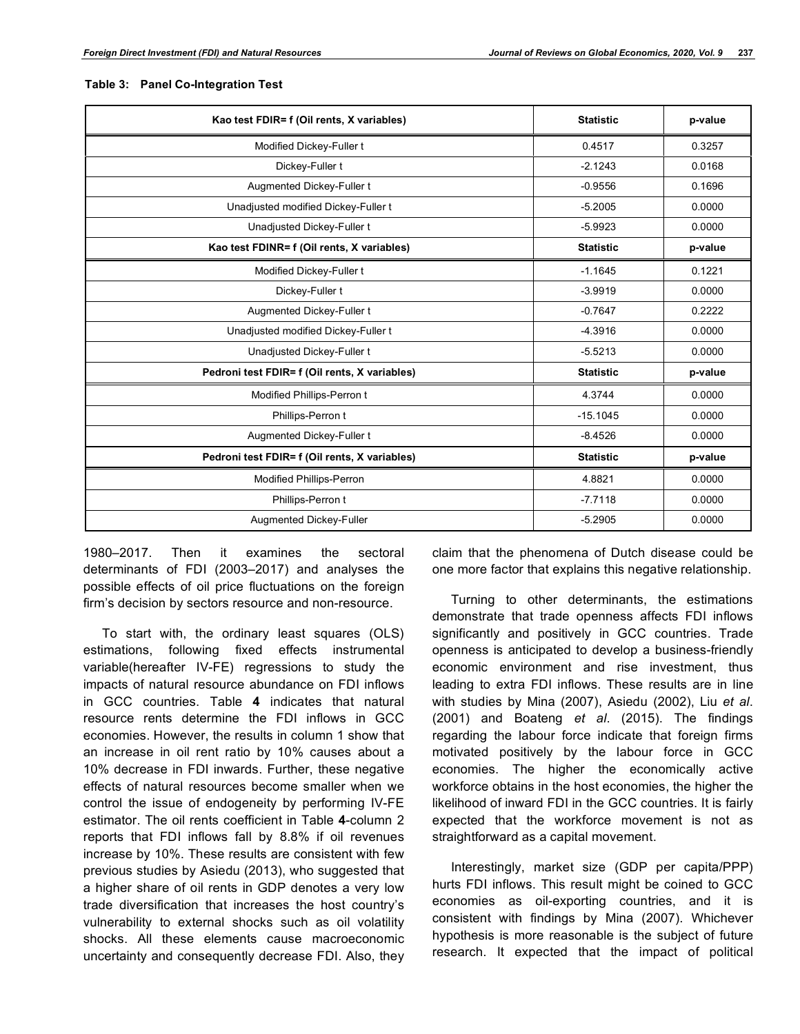**Table 3: Panel Co-Integration Test**

| Kao test FDIR= f (Oil rents, X variables) | Statistic | p-value |
|---|---|---|
| Modified Dickey-Fuller t | 0.4517 | 0.3257 |
| Dickey-Fuller t | -2.1243 | 0.0168 |
| Augmented Dickey-Fuller t | -0.9556 | 0.1696 |
| Unadjusted modified Dickey-Fuller t | -5.2005 | 0.0000 |
| Unadjusted Dickey-Fuller t | -5.9923 | 0.0000 |
| **Kao test FDINR= f (Oil rents, X variables)** | **Statistic** | **p-value** |
| Modified Dickey-Fuller t | -1.1645 | 0.1221 |
| Dickey-Fuller t | -3.9919 | 0.0000 |
| Augmented Dickey-Fuller t | -0.7647 | 0.2222 |
| Unadjusted modified Dickey-Fuller t | -4.3916 | 0.0000 |
| Unadjusted Dickey-Fuller t | -5.5213 | 0.0000 |
| **Pedroni test FDIR= f (Oil rents, X variables)** | **Statistic** | **p-value** |
| Modified Phillips-Perron t | 4.3744 | 0.0000 |
| Phillips-Perron t | -15.1045 | 0.0000 |
| Augmented Dickey-Fuller t | -8.4526 | 0.0000 |
| **Pedroni test FDIR= f (Oil rents, X variables)** | **Statistic** | **p-value** |
| Modified Phillips-Perron | 4.8821 | 0.0000 |
| Phillips-Perron t | -7.7118 | 0.0000 |
| Augmented Dickey-Fuller | -5.2905 | 0.0000 |

1980–2017. Then it examines the sectoral determinants of FDI (2003–2017) and analyses the possible effects of oil price fluctuations on the foreign firm's decision by sectors resource and non-resource.

To start with, the ordinary least squares (OLS) estimations, following fixed effects instrumental variable(hereafter IV-FE) regressions to study the impacts of natural resource abundance on FDI inflows in GCC countries. Table **4** indicates that natural resource rents determine the FDI inflows in GCC economies. However, the results in column 1 show that an increase in oil rent ratio by 10% causes about a 10% decrease in FDI inwards. Further, these negative effects of natural resources become smaller when we control the issue of endogeneity by performing IV-FE estimator. The oil rents coefficient in Table **4**-column 2 reports that FDI inflows fall by 8.8% if oil revenues increase by 10%. These results are consistent with few previous studies by Asiedu (2013), who suggested that a higher share of oil rents in GDP denotes a very low trade diversification that increases the host country's vulnerability to external shocks such as oil volatility shocks. All these elements cause macroeconomic uncertainty and consequently decrease FDI. Also, they claim that the phenomena of Dutch disease could be one more factor that explains this negative relationship.

Turning to other determinants, the estimations demonstrate that trade openness affects FDI inflows significantly and positively in GCC countries. Trade openness is anticipated to develop a business-friendly economic environment and rise investment, thus leading to extra FDI inflows. These results are in line with studies by Mina (2007), Asiedu (2002), Liu *et al*. (2001) and Boateng *et al*. (2015). The findings regarding the labour force indicate that foreign firms motivated positively by the labour force in GCC economies. The higher the economically active workforce obtains in the host economies, the higher the likelihood of inward FDI in the GCC countries. It is fairly expected that the workforce movement is not as straightforward as a capital movement.

Interestingly, market size (GDP per capita/PPP) hurts FDI inflows. This result might be coined to GCC economies as oil-exporting countries, and it is consistent with findings by Mina (2007). Whichever hypothesis is more reasonable is the subject of future research. It expected that the impact of political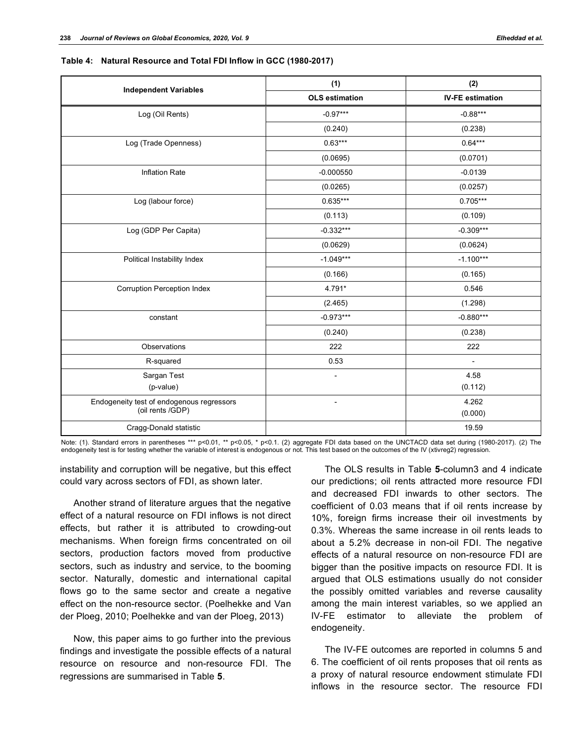**Table 4: Natural Resource and Total FDI Inflow in GCC (1980-2017)**

| Independent Variables | (1) | (2) |
|---|---|---|
| | OLS estimation | IV-FE estimation |
| Log (Oil Rents) | -0.97*** | -0.88*** |
| | (0.240) | (0.238) |
| Log (Trade Openness) | 0.63*** | 0.64*** |
| | (0.0695) | (0.0701) |
| Inflation Rate | -0.000550 | -0.0139 |
| | (0.0265) | (0.0257) |
| Log (labour force) | 0.635*** | 0.705*** |
| | (0.113) | (0.109) |
| Log (GDP Per Capita) | -0.332*** | -0.309*** |
| | (0.0629) | (0.0624) |
| Political Instability Index | -1.049*** | -1.100*** |
| | (0.166) | (0.165) |
| Corruption Perception Index | 4.791* | 0.546 |
| | (2.465) | (1.298) |
| constant | -0.973*** | -0.880*** |
| | (0.240) | (0.238) |
| Observations | 222 | 222 |
| R-squared | 0.53 | - |
| Sargan Test (p-value) | - | 4.58 (0.112) |
| Endogeneity test of endogenous regressors (oil rents /GDP) | - | 4.262 (0.000) |
| Cragg-Donald statistic | | 19.59 |

Note: (1). Standard errors in parentheses *** p<0.01, ** p<0.05, * p<0.1. (2) aggregate FDI data based on the UNCTACD data set during (1980-2017). (2) The endogeneity test is for testing whether the variable of interest is endogenous or not. This test based on the outcomes of the IV (xtivreg2) regression.

instability and corruption will be negative, but this effect could vary across sectors of FDI, as shown later.

Another strand of literature argues that the negative effect of a natural resource on FDI inflows is not direct effects, but rather it is attributed to crowding-out mechanisms. When foreign firms concentrated on oil sectors, production factors moved from productive sectors, such as industry and service, to the booming sector. Naturally, domestic and international capital flows go to the same sector and create a negative effect on the non-resource sector. (Poelhekke and Van der Ploeg, 2010; Poelhekke and van der Ploeg, 2013)

Now, this paper aims to go further into the previous findings and investigate the possible effects of a natural resource on resource and non-resource FDI. The regressions are summarised in Table **5**.

The OLS results in Table **5**-column3 and 4 indicate our predictions; oil rents attracted more resource FDI and decreased FDI inwards to other sectors. The coefficient of 0.03 means that if oil rents increase by 10%, foreign firms increase their oil investments by 0.3%. Whereas the same increase in oil rents leads to about a 5.2% decrease in non-oil FDI. The negative effects of a natural resource on non-resource FDI are bigger than the positive impacts on resource FDI. It is argued that OLS estimations usually do not consider the possibly omitted variables and reverse causality among the main interest variables, so we applied an IV-FE estimator to alleviate the problem of endogeneity.

The IV-FE outcomes are reported in columns 5 and 6. The coefficient of oil rents proposes that oil rents as a proxy of natural resource endowment stimulate FDI inflows in the resource sector. The resource FDI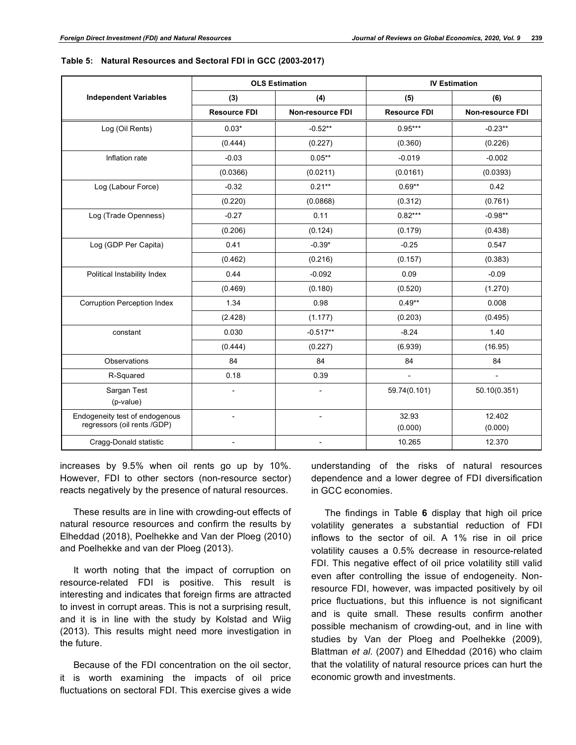**Table 5: Natural Resources and Sectoral FDI in GCC (2003-2017)**

| Independent Variables | OLS Estimation | | IV Estimation | |
|---|---|---|---|---|
| | (3) | (4) | (5) | (6) |
| | Resource FDI | Non-resource FDI | Resource FDI | Non-resource FDI |
| Log (Oil Rents) | 0.03* | -0.52** | 0.95*** | -0.23** |
| | (0.444) | (0.227) | (0.360) | (0.226) |
| Inflation rate | -0.03 | 0.05** | -0.019 | -0.002 |
| | (0.0366) | (0.0211) | (0.0161) | (0.0393) |
| Log (Labour Force) | -0.32 | 0.21** | 0.69** | 0.42 |
| | (0.220) | (0.0868) | (0.312) | (0.761) |
| Log (Trade Openness) | -0.27 | 0.11 | 0.82*** | -0.98** |
| | (0.206) | (0.124) | (0.179) | (0.438) |
| Log (GDP Per Capita) | 0.41 | -0.39* | -0.25 | 0.547 |
| | (0.462) | (0.216) | (0.157) | (0.383) |
| Political Instability Index | 0.44 | -0.092 | 0.09 | -0.09 |
| | (0.469) | (0.180) | (0.520) | (1.270) |
| Corruption Perception Index | 1.34 | 0.98 | 0.49** | 0.008 |
| | (2.428) | (1.177) | (0.203) | (0.495) |
| constant | 0.030 | -0.517** | -8.24 | 1.40 |
| | (0.444) | (0.227) | (6.939) | (16.95) |
| Observations | 84 | 84 | 84 | 84 |
| R-Squared | 0.18 | 0.39 | - | - |
| Sargan Test (p-value) | - | - | 59.74(0.101) | 50.10(0.351) |
| Endogeneity test of endogenous regressors (oil rents /GDP) | - | - | 32.93 (0.000) | 12.402 (0.000) |
| Cragg-Donald statistic | - | - | 10.265 | 12.370 |

increases by 9.5% when oil rents go up by 10%. However, FDI to other sectors (non-resource sector) reacts negatively by the presence of natural resources.

These results are in line with crowding-out effects of natural resource resources and confirm the results by Elheddad (2018), Poelhekke and Van der Ploeg (2010) and Poelhekke and van der Ploeg (2013).

It worth noting that the impact of corruption on resource-related FDI is positive. This result is interesting and indicates that foreign firms are attracted to invest in corrupt areas. This is not a surprising result, and it is in line with the study by Kolstad and Wiig (2013). This results might need more investigation in the future.

Because of the FDI concentration on the oil sector, it is worth examining the impacts of oil price fluctuations on sectoral FDI. This exercise gives a wide understanding of the risks of natural resources dependence and a lower degree of FDI diversification in GCC economies.

The findings in Table **6** display that high oil price volatility generates a substantial reduction of FDI inflows to the sector of oil. A 1% rise in oil price volatility causes a 0.5% decrease in resource-related FDI. This negative effect of oil price volatility still valid even after controlling the issue of endogeneity. Non-resource FDI, however, was impacted positively by oil price fluctuations, but this influence is not significant and is quite small. These results confirm another possible mechanism of crowding-out, and in line with studies by Van der Ploeg and Poelhekke (2009), Blattman *et al*. (2007) and Elheddad (2016) who claim that the volatility of natural resource prices can hurt the economic growth and investments.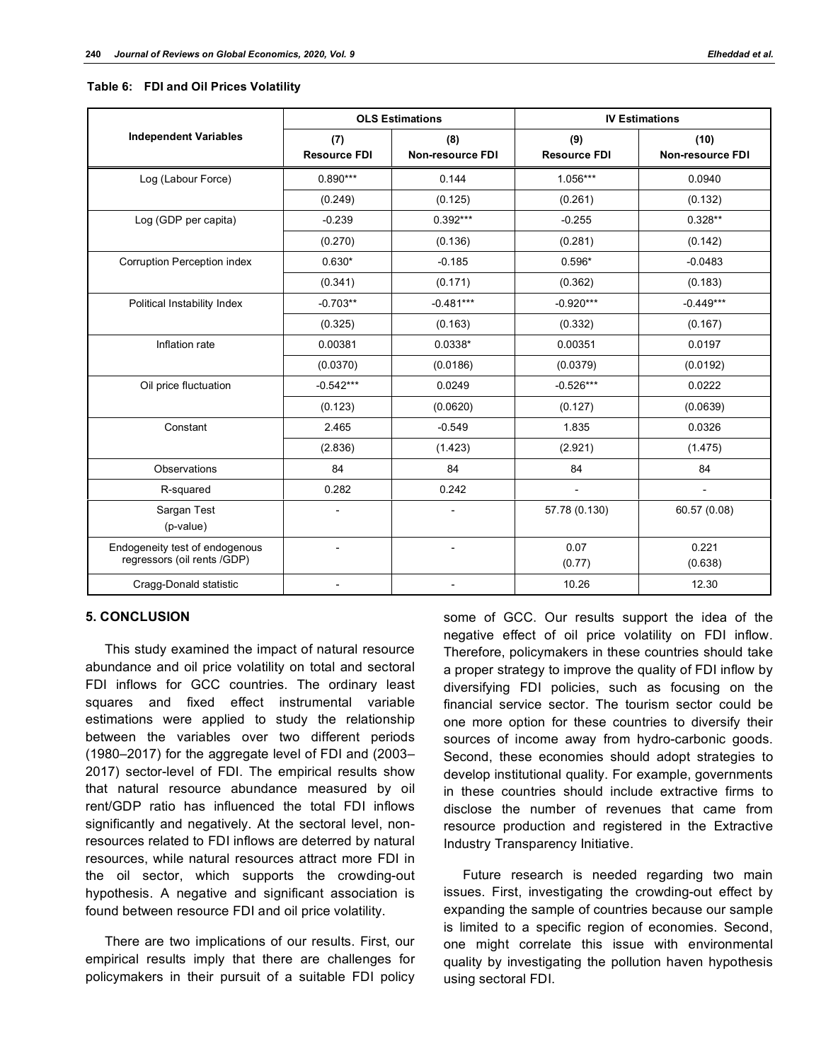**Table 6: FDI and Oil Prices Volatility**

| Independent Variables | OLS Estimations | | IV Estimations | |
|---|---|---|---|---|
| | (7) Resource FDI | (8) Non-resource FDI | (9) Resource FDI | (10) Non-resource FDI |
| Log (Labour Force) | 0.890*** | 0.144 | 1.056*** | 0.0940 |
| | (0.249) | (0.125) | (0.261) | (0.132) |
| Log (GDP per capita) | -0.239 | 0.392*** | -0.255 | 0.328** |
| | (0.270) | (0.136) | (0.281) | (0.142) |
| Corruption Perception index | 0.630* | -0.185 | 0.596* | -0.0483 |
| | (0.341) | (0.171) | (0.362) | (0.183) |
| Political Instability Index | -0.703** | -0.481*** | -0.920*** | -0.449*** |
| | (0.325) | (0.163) | (0.332) | (0.167) |
| Inflation rate | 0.00381 | 0.0338* | 0.00351 | 0.0197 |
| | (0.0370) | (0.0186) | (0.0379) | (0.0192) |
| Oil price fluctuation | -0.542*** | 0.0249 | -0.526*** | 0.0222 |
| | (0.123) | (0.0620) | (0.127) | (0.0639) |
| Constant | 2.465 | -0.549 | 1.835 | 0.0326 |
| | (2.836) | (1.423) | (2.921) | (1.475) |
| Observations | 84 | 84 | 84 | 84 |
| R-squared | 0.282 | 0.242 | - | - |
| Sargan Test (p-value) | - | - | 57.78 (0.130) | 60.57 (0.08) |
| Endogeneity test of endogenous regressors (oil rents /GDP) | - | - | 0.07 (0.77) | 0.221 (0.638) |
| Cragg-Donald statistic | - | - | 10.26 | 12.30 |

## 5. CONCLUSION

This study examined the impact of natural resource abundance and oil price volatility on total and sectoral FDI inflows for GCC countries. The ordinary least squares and fixed effect instrumental variable estimations were applied to study the relationship between the variables over two different periods (1980–2017) for the aggregate level of FDI and (2003–2017) sector-level of FDI. The empirical results show that natural resource abundance measured by oil rent/GDP ratio has influenced the total FDI inflows significantly and negatively. At the sectoral level, non-resources related to FDI inflows are deterred by natural resources, while natural resources attract more FDI in the oil sector, which supports the crowding-out hypothesis. A negative and significant association is found between resource FDI and oil price volatility.

There are two implications of our results. First, our empirical results imply that there are challenges for policymakers in their pursuit of a suitable FDI policy some of GCC. Our results support the idea of the negative effect of oil price volatility on FDI inflow. Therefore, policymakers in these countries should take a proper strategy to improve the quality of FDI inflow by diversifying FDI policies, such as focusing on the financial service sector. The tourism sector could be one more option for these countries to diversify their sources of income away from hydro-carbonic goods. Second, these economies should adopt strategies to develop institutional quality. For example, governments in these countries should include extractive firms to disclose the number of revenues that came from resource production and registered in the Extractive Industry Transparency Initiative.

Future research is needed regarding two main issues. First, investigating the crowding-out effect by expanding the sample of countries because our sample is limited to a specific region of economies. Second, one might correlate this issue with environmental quality by investigating the pollution haven hypothesis using sectoral FDI.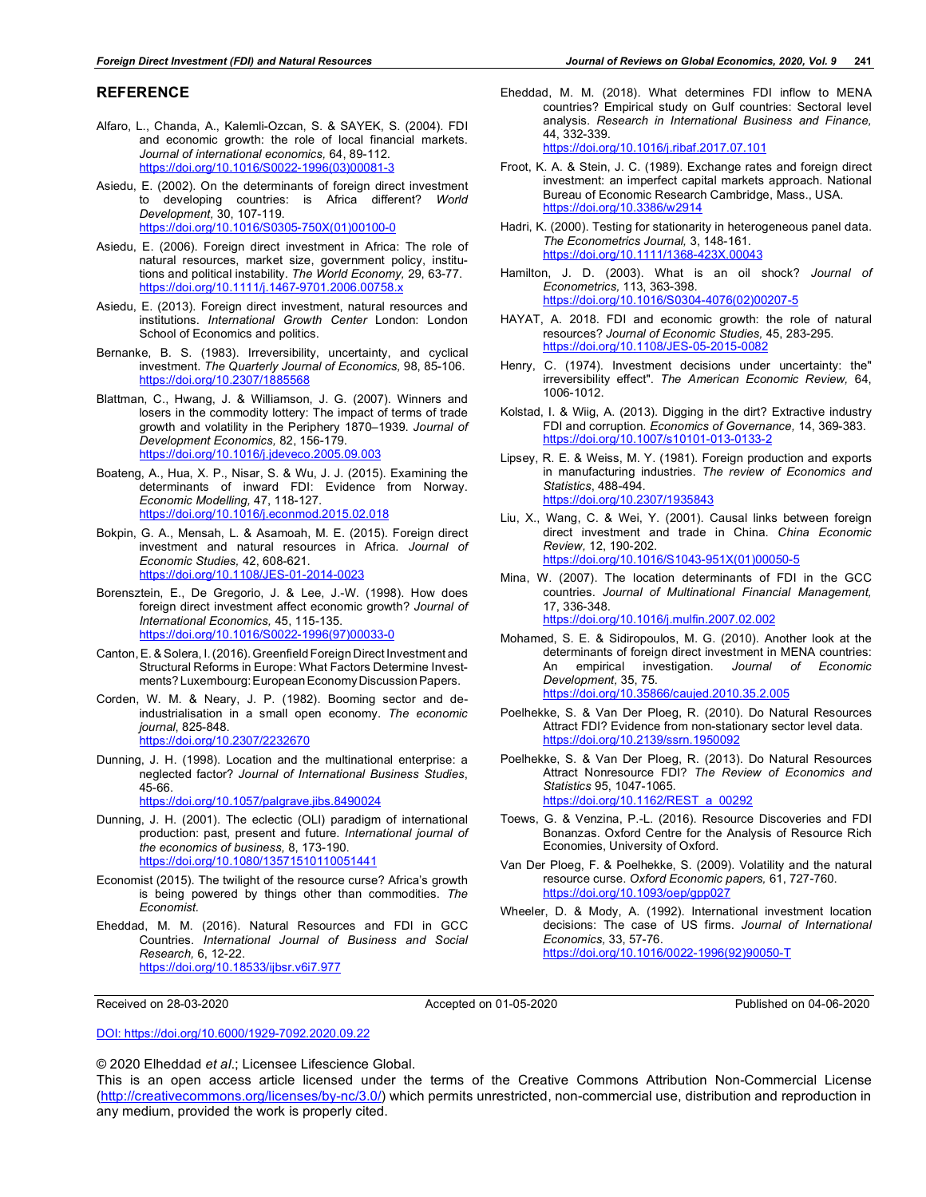## REFERENCE

Alfaro, L., Chanda, A., Kalemli-Ozcan, S. & SAYEK, S. (2004). FDI and economic growth: the role of local financial markets. *Journal of international economics,* 64, 89-112. https://doi.org/10.1016/S0022-1996(03)00081-3

Asiedu, E. (2002). On the determinants of foreign direct investment to developing countries: is Africa different? *World Development,* 30, 107-119. https://doi.org/10.1016/S0305-750X(01)00100-0

Asiedu, E. (2006). Foreign direct investment in Africa: The role of natural resources, market size, government policy, institutions and political instability. *The World Economy,* 29, 63-77. https://doi.org/10.1111/j.1467-9701.2006.00758.x

Asiedu, E. (2013). Foreign direct investment, natural resources and institutions. *International Growth Center* London: London School of Economics and politics.

Bernanke, B. S. (1983). Irreversibility, uncertainty, and cyclical investment. *The Quarterly Journal of Economics,* 98, 85-106. https://doi.org/10.2307/1885568

Blattman, C., Hwang, J. & Williamson, J. G. (2007). Winners and losers in the commodity lottery: The impact of terms of trade growth and volatility in the Periphery 1870–1939. *Journal of Development Economics,* 82, 156-179. https://doi.org/10.1016/j.jdeveco.2005.09.003

Boateng, A., Hua, X. P., Nisar, S. & Wu, J. J. (2015). Examining the determinants of inward FDI: Evidence from Norway. *Economic Modelling,* 47, 118-127. https://doi.org/10.1016/j.econmod.2015.02.018

Bokpin, G. A., Mensah, L. & Asamoah, M. E. (2015). Foreign direct investment and natural resources in Africa. *Journal of Economic Studies,* 42, 608-621. https://doi.org/10.1108/JES-01-2014-0023

Borensztein, E., De Gregorio, J. & Lee, J.-W. (1998). How does foreign direct investment affect economic growth? *Journal of International Economics,* 45, 115-135. https://doi.org/10.1016/S0022-1996(97)00033-0

Canton, E. & Solera, I. (2016). Greenfield Foreign Direct Investment and Structural Reforms in Europe: What Factors Determine Investments? Luxembourg: European Economy Discussion Papers.

Corden, W. M. & Neary, J. P. (1982). Booming sector and de-industrialisation in a small open economy. *The economic journal*, 825-848. https://doi.org/10.2307/2232670

Dunning, J. H. (1998). Location and the multinational enterprise: a neglected factor? *Journal of International Business Studies*, 45-66. https://doi.org/10.1057/palgrave.jibs.8490024

Dunning, J. H. (2001). The eclectic (OLI) paradigm of international production: past, present and future. *International journal of the economics of business,* 8, 173-190. https://doi.org/10.1080/13571510110051441

Economist (2015). The twilight of the resource curse? Africa's growth is being powered by things other than commodities. *The Economist.*

Eheddad, M. M. (2016). Natural Resources and FDI in GCC Countries. *International Journal of Business and Social Research,* 6, 12-22. https://doi.org/10.18533/ijbsr.v6i7.977

Eheddad, M. M. (2018). What determines FDI inflow to MENA countries? Empirical study on Gulf countries: Sectoral level analysis. *Research in International Business and Finance,* 44, 332-339. https://doi.org/10.1016/j.ribaf.2017.07.101

Froot, K. A. & Stein, J. C. (1989). Exchange rates and foreign direct investment: an imperfect capital markets approach. National Bureau of Economic Research Cambridge, Mass., USA. https://doi.org/10.3386/w2914

Hadri, K. (2000). Testing for stationarity in heterogeneous panel data. *The Econometrics Journal,* 3, 148-161. https://doi.org/10.1111/1368-423X.00043

Hamilton, J. D. (2003). What is an oil shock? *Journal of Econometrics,* 113, 363-398. https://doi.org/10.1016/S0304-4076(02)00207-5

HAYAT, A. 2018. FDI and economic growth: the role of natural resources? *Journal of Economic Studies,* 45, 283-295. https://doi.org/10.1108/JES-05-2015-0082

Henry, C. (1974). Investment decisions under uncertainty: the" irreversibility effect". *The American Economic Review,* 64, 1006-1012.

Kolstad, I. & Wiig, A. (2013). Digging in the dirt? Extractive industry FDI and corruption. *Economics of Governance,* 14, 369-383. https://doi.org/10.1007/s10101-013-0133-2

Lipsey, R. E. & Weiss, M. Y. (1981). Foreign production and exports in manufacturing industries. *The review of Economics and Statistics*, 488-494. https://doi.org/10.2307/1935843

Liu, X., Wang, C. & Wei, Y. (2001). Causal links between foreign direct investment and trade in China. *China Economic Review,* 12, 190-202. https://doi.org/10.1016/S1043-951X(01)00050-5

Mina, W. (2007). The location determinants of FDI in the GCC countries. *Journal of Multinational Financial Management,* 17, 336-348. https://doi.org/10.1016/j.mulfin.2007.02.002

Mohamed, S. E. & Sidiropoulos, M. G. (2010). Another look at the determinants of foreign direct investment in MENA countries: An empirical investigation. *Journal of Economic Development*, 35, 75. https://doi.org/10.35866/caujed.2010.35.2.005

Poelhekke, S. & Van Der Ploeg, R. (2010). Do Natural Resources Attract FDI? Evidence from non-stationary sector level data. https://doi.org/10.2139/ssrn.1950092

Poelhekke, S. & Van Der Ploeg, R. (2013). Do Natural Resources Attract Nonresource FDI? *The Review of Economics and Statistics* 95, 1047-1065. https://doi.org/10.1162/REST_a_00292

Toews, G. & Venzina, P.-L. (2016). Resource Discoveries and FDI Bonanzas. Oxford Centre for the Analysis of Resource Rich Economies, University of Oxford.

Van Der Ploeg, F. & Poelhekke, S. (2009). Volatility and the natural resource curse. *Oxford Economic papers,* 61, 727-760. https://doi.org/10.1093/oep/gpp027

Wheeler, D. & Mody, A. (1992). International investment location decisions: The case of US firms. *Journal of International Economics,* 33, 57-76. https://doi.org/10.1016/0022-1996(92)90050-T

Received on 28-03-2020 Accepted on 01-05-2020 Published on 04-06-2020

DOI: https://doi.org/10.6000/1929-7092.2020.09.22

© 2020 Elheddad *et al*.; Licensee Lifescience Global.

This is an open access article licensed under the terms of the Creative Commons Attribution Non-Commercial License (http://creativecommons.org/licenses/by-nc/3.0/) which permits unrestricted, non-commercial use, distribution and reproduction in any medium, provided the work is properly cited.